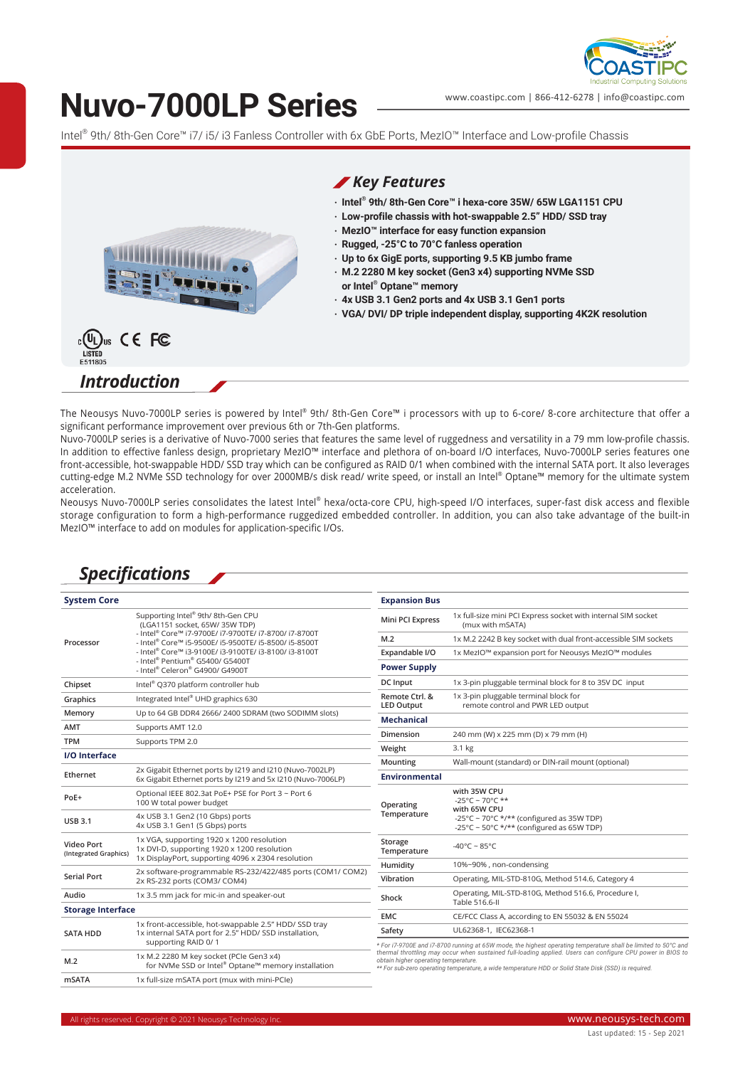# Nuvo-7000LP Series

www.coastipc.com | 866-412-6278 | info@coastipc.com

Intel® 9th/ 8th-Gen Core™ i7/ i5/ i3 Fanless Controller with 6x GbE Ports, MezIO™ Interface and Low-profile Chassis

## Key Features

- Intel® 9th/ 8th-Gen Core™ i hexa-core 35W/ 65W LGA1151 CPU
- Low-profile chassis with hot-swappable 2.5" HDD/ SSD tray
- MezIO™ interface for easy function expansion
- Rugged, -25°C to 70°C fanless operation
- Up to 6x GigE ports, supporting 9.5 KB jumbo frame
- M.2 2280 M key socket (Gen3 x4) supporting NVMe SSD or Intel® Optane™ memory
- 4x USB 3.1 Gen2 ports and 4x USB 3.1 Gen1 ports
- VGA/ DVI/ DP triple independent display, supporting 4K2K resolution

LISTED E511805

## Introduction

The Neousys Nuvo-7000LP series is powered by Intel® 9th/ 8th-Gen Core™ i processors with up to 6-core/ 8-core architecture that offer a significant performance improvement over previous 6th or 7th-Gen platforms.

Nuvo-7000LP series is a derivative of Nuvo-7000 series that features the same level of ruggedness and versatility in a 79 mm low-profile chassis. In addition to effective fanless design, proprietary MezIO™ interface and plethora of on-board I/O interfaces, Nuvo-7000LP series features one front-accessible, hot-swappable HDD/ SSD tray which can be configured as RAID 0/1 when combined with the internal SATA port. It also leverages cutting-edge M.2 NVMe SSD technology for over 2000MB/s disk read/ write speed, or install an Intel® Optane™ memory for the ultimate system acceleration.

Neousys Nuvo-7000LP series consolidates the latest Intel® hexa/octa-core CPU, high-speed I/O interfaces, super-fast disk access and flexible storage configuration to form a high-performance ruggedized embedded controller. In addition, you can also take advantage of the built-in MezIO™ interface to add on modules for application-specific I/Os.

## Specifications

| **System Core** | |
|---|---|
| Processor | Supporting Intel® 9th/ 8th-Gen CPU (LGA1151 socket, 65W/ 35W TDP)<br>- Intel® Core™ i7-9700E/ i7-9700TE/ i7-8700/ i7-8700T<br>- Intel® Core™ i5-9500E/ i5-9500TE/ i5-8500/ i5-8500T<br>- Intel® Core™ i3-9100E/ i3-9100TE/ i3-8100/ i3-8100T<br>- Intel® Pentium® G5400/ G5400T<br>- Intel® Celeron® G4900/ G4900T |
| Chipset | Intel® Q370 platform controller hub |
| Graphics | Integrated Intel® UHD graphics 630 |
| Memory | Up to 64 GB DDR4 2666/ 2400 SDRAM (two SODIMM slots) |
| AMT | Supports AMT 12.0 |
| TPM | Supports TPM 2.0 |
| **I/O Interface** | |
| Ethernet | 2x Gigabit Ethernet ports by I219 and I210 (Nuvo-7002LP)<br>6x Gigabit Ethernet ports by I219 and 5x I210 (Nuvo-7006LP) |
| PoE+ | Optional IEEE 802.3at PoE+ PSE for Port 3 ~ Port 6<br>100 W total power budget |
| USB 3.1 | 4x USB 3.1 Gen2 (10 Gbps) ports<br>4x USB 3.1 Gen1 (5 Gbps) ports |
| Video Port (Integrated Graphics) | 1x VGA, supporting 1920 x 1200 resolution<br>1x DVI-D, supporting 1920 x 1200 resolution<br>1x DisplayPort, supporting 4096 x 2304 resolution |
| Serial Port | 2x software-programmable RS-232/422/485 ports (COM1/ COM2)<br>2x RS-232 ports (COM3/ COM4) |
| Audio | 1x 3.5 mm jack for mic-in and speaker-out |
| **Storage Interface** | |
| SATA HDD | 1x front-accessible, hot-swappable 2.5" HDD/ SSD tray<br>1x internal SATA port for 2.5" HDD/ SSD installation, supporting RAID 0/ 1 |
| M.2 | 1x M.2 2280 M key socket (PCIe Gen3 x4) for NVMe SSD or Intel® Optane™ memory installation |
| mSATA | 1x full-size mSATA port (mux with mini-PCIe) |

| **Expansion Bus** | |
|---|---|
| Mini PCI Express | 1x full-size mini PCI Express socket with internal SIM socket (mux with mSATA) |
| M.2 | 1x M.2 2242 B key socket with dual front-accessible SIM sockets |
| Expandable I/O | 1x MezIO™ expansion port for Neousys MezIO™ modules |
| **Power Supply** | |
| DC Input | 1x 3-pin pluggable terminal block for 8 to 35V DC input |
| Remote Ctrl. & LED Output | 1x 3-pin pluggable terminal block for remote control and PWR LED output |
| **Mechanical** | |
| Dimension | 240 mm (W) x 225 mm (D) x 79 mm (H) |
| Weight | 3.1 kg |
| Mounting | Wall-mount (standard) or DIN-rail mount (optional) |
| **Environmental** | |
| Operating Temperature | with 35W CPU<br>-25°C ~ 70°C **<br>with 65W CPU<br>-25°C ~ 70°C */** (configured as 35W TDP)<br>-25°C ~ 50°C */** (configured as 65W TDP) |
| Storage Temperature | -40°C ~ 85°C |
| Humidity | 10%~90% , non-condensing |
| Vibration | Operating, MIL-STD-810G, Method 514.6, Category 4 |
| Shock | Operating, MIL-STD-810G, Method 516.6, Procedure I, Table 516.6-II |
| EMC | CE/FCC Class A, according to EN 55032 & EN 55024 |
| Safety | UL62368-1, IEC62368-1 |

*\* For i7-9700E and i7-8700 running at 65W mode, the highest operating temperature shall be limited to 50°C and thermal throttling may occur when sustained full-loading applied. Users can configure CPU power in BIOS to obtain higher operating temperature.*

*\*\* For sub-zero operating temperature, a wide temperature HDD or Solid State Disk (SSD) is required.*

All rights reserved. Copyright © 2021 Neousys Technology Inc. www.neousys-tech.com

Last updated: 15 - Sep 2021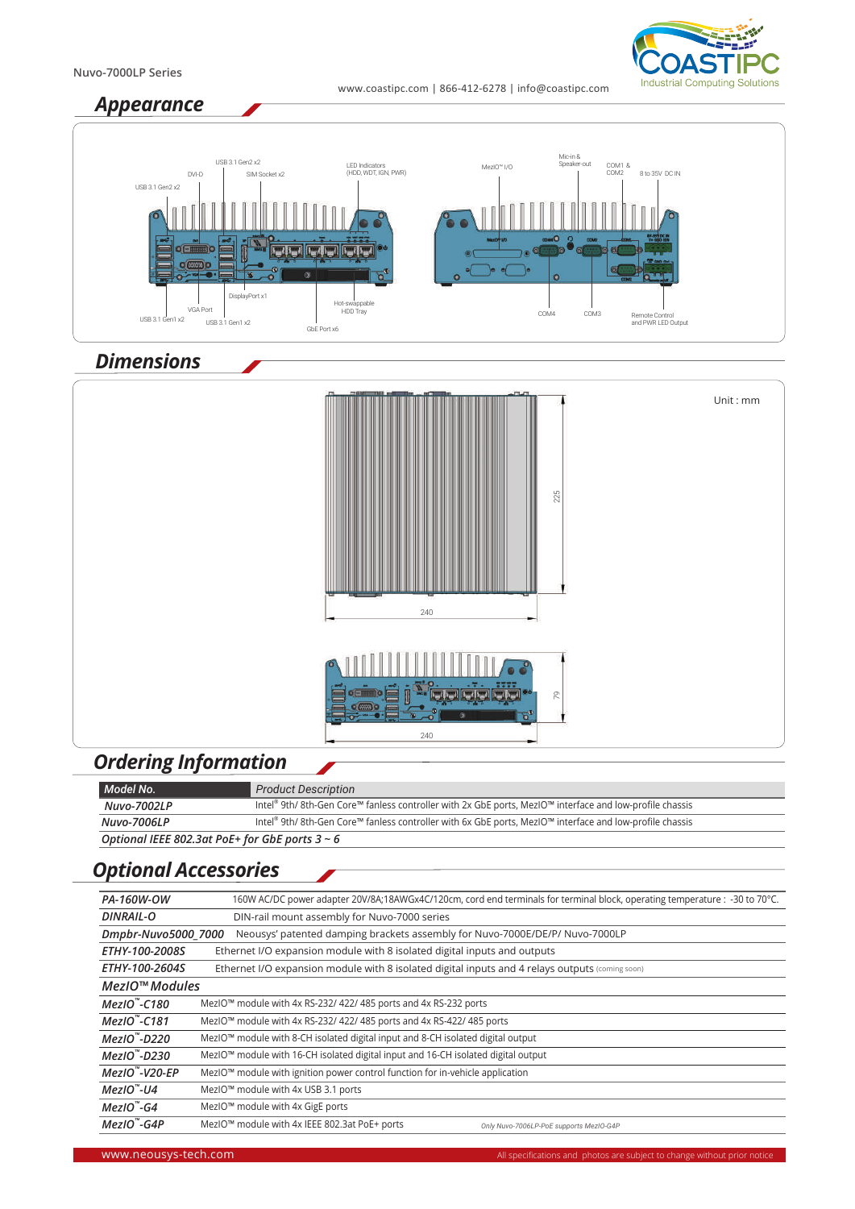## Appearance

USB 3.1 Gen2 x2
DVI-D
USB 3.1 Gen2 x2
SIM Socket x2
LED Indicators (HDD, WDT, IGN, PWR)
MezIO™ I/O
Mic-in & Speaker-out
COM1 & COM2
8 to 35V DC IN
USB 3.1 Gen1 x2
VGA Port
USB 3.1 Gen1 x2
DisplayPort x1
GbE Port x6
Hot-swappable HDD Tray
COM4
COM3
Remote Control and PWR LED Output

## Dimensions

Unit : mm

225
240
79
240

## Ordering Information

| Model No. | Product Description |
|---|---|
| Nuvo-7002LP | Intel® 9th/ 8th-Gen Core™ fanless controller with 2x GbE ports, MezIO™ interface and low-profile chassis |
| Nuvo-7006LP | Intel® 9th/ 8th-Gen Core™ fanless controller with 6x GbE ports, MezIO™ interface and low-profile chassis |
| Optional IEEE 802.3at PoE+ for GbE ports 3 ~ 6 | |

## Optional Accessories

| | |
|---|---|
| PA-160W-OW | 160W AC/DC power adapter 20V/8A;18AWGx4C/120cm, cord end terminals for terminal block, operating temperature : -30 to 70°C. |
| DINRAIL-O | DIN-rail mount assembly for Nuvo-7000 series |
| Dmpbr-Nuvo5000_7000 | Neousys' patented damping brackets assembly for Nuvo-7000E/DE/P/ Nuvo-7000LP |
| ETHY-100-2008S | Ethernet I/O expansion module with 8 isolated digital inputs and outputs |
| ETHY-100-2604S | Ethernet I/O expansion module with 8 isolated digital inputs and 4 relays outputs (coming soon) |
| MezIO™ Modules | |
| MezIO™-C180 | MezIO™ module with 4x RS-232/ 422/ 485 ports and 4x RS-232 ports |
| MezIO™-C181 | MezIO™ module with 4x RS-232/ 422/ 485 ports and 4x RS-422/ 485 ports |
| MezIO™-D220 | MezIO™ module with 8-CH isolated digital input and 8-CH isolated digital output |
| MezIO™-D230 | MezIO™ module with 16-CH isolated digital input and 16-CH isolated digital output |
| MezIO™-V20-EP | MezIO™ module with ignition power control function for in-vehicle application |
| MezIO™-U4 | MezIO™ module with 4x USB 3.1 ports |
| MezIO™-G4 | MezIO™ module with 4x GigE ports |
| MezIO™-G4P | MezIO™ module with 4x IEEE 802.3at PoE+ ports — Only Nuvo-7006LP-PoE supports MezIO-G4P |

www.neousys-tech.com

All specifications and photos are subject to change without prior notice